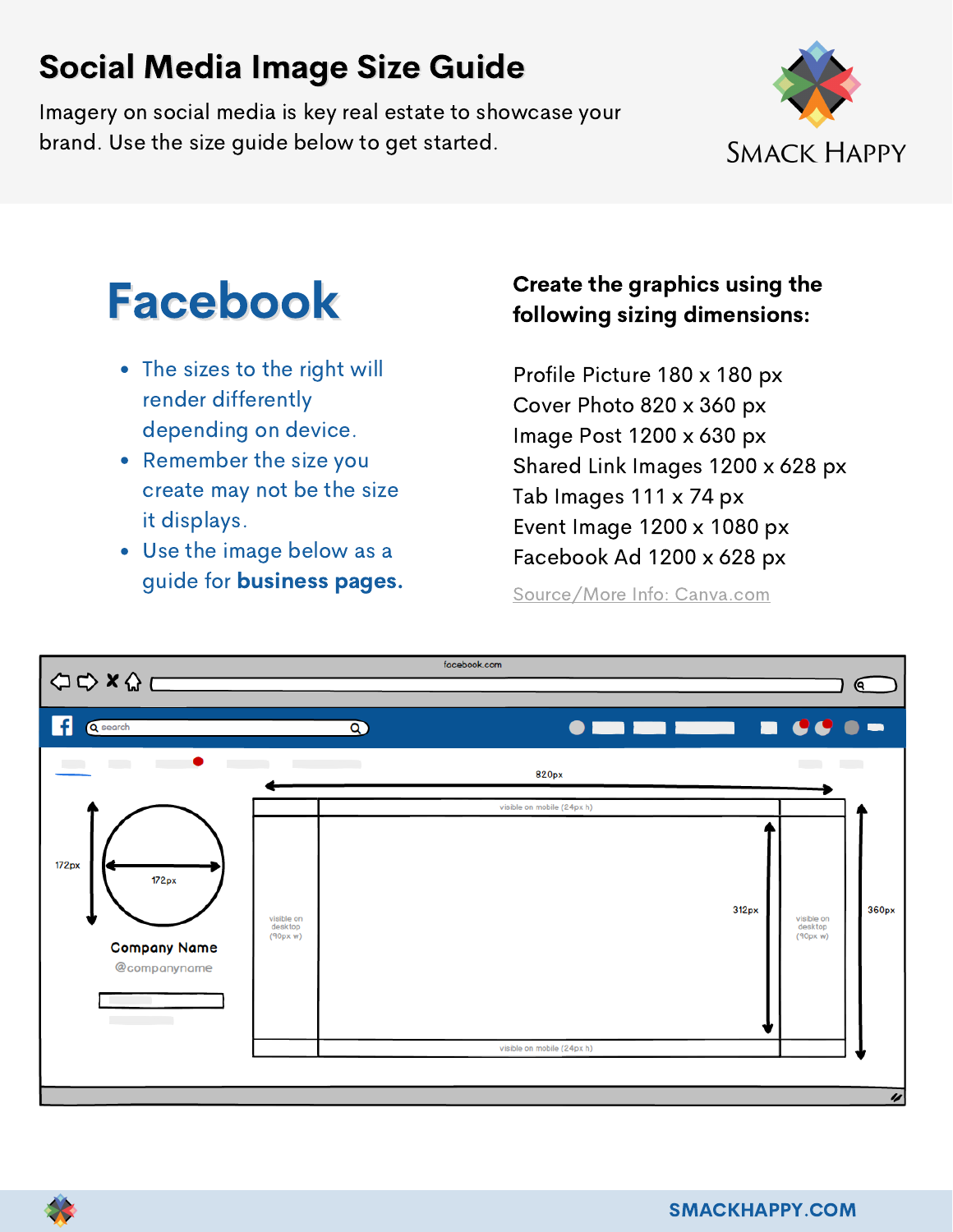# Social Media Image Size Guide

Imagery on social media is key real estate to showcase your brand. Use the size guide below to get started.

SMACK HAPPY

## Facebook

- The sizes to the right will render differently depending on device.
- Remember the size you create may not be the size it displays.
- Use the image below as a guide for **business pages.**

**Create the graphics using the following sizing dimensions:**

Profile Picture 180 x 180 px
Cover Photo 820 x 360 px
Image Post 1200 x 630 px
Shared Link Images 1200 x 628 px
Tab Images 111 x 74 px
Event Image 1200 x 1080 px
Facebook Ad 1200 x 628 px

Source/More Info: Canva.com

facebook.com

search

820px

visible on mobile (24px h)

172px

172px

visible on desktop (90px w)

312px

visible on desktop (90px w)

360px

Company Name

@companyname

visible on mobile (24px h)

SMACKHAPPY.COM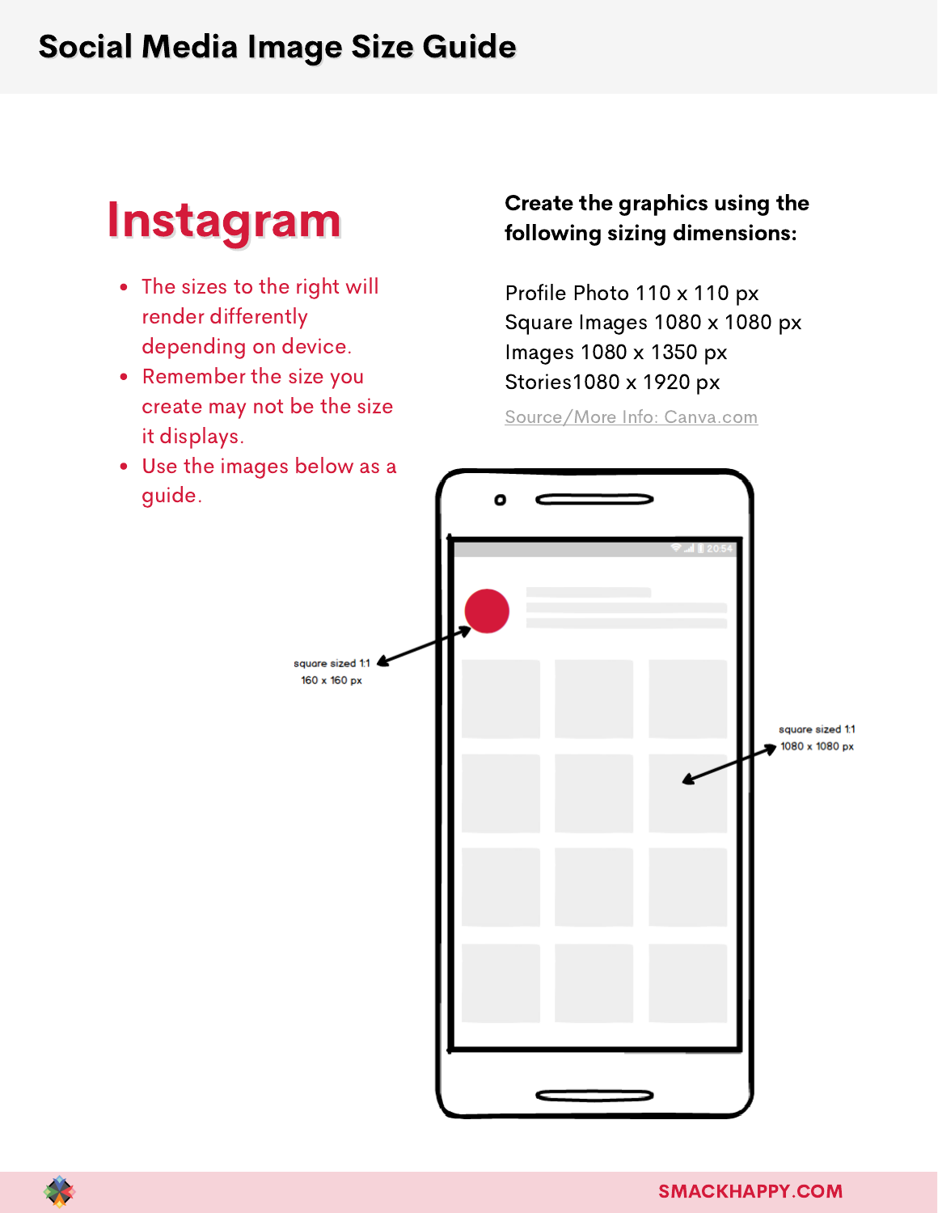# Social Media Image Size Guide

## Instagram

- The sizes to the right will render differently depending on device.
- Remember the size you create may not be the size it displays.
- Use the images below as a guide.

**Create the graphics using the following sizing dimensions:**

Profile Photo 110 x 110 px
Square Images 1080 x 1080 px
Images 1080 x 1350 px
Stories1080 x 1920 px

Source/More Info: Canva.com

square sized 1:1
160 x 160 px

square sized 1:1
1080 x 1080 px

SMACKHAPPY.COM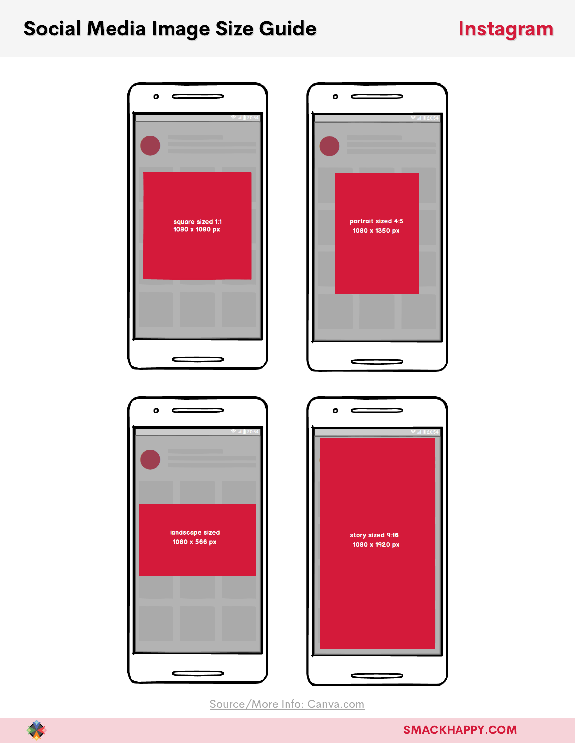# Social Media Image Size Guide

## Instagram

square sized 1:1
1080 x 1080 px

portrait sized 4:5
1080 x 1350 px

landscape sized
1080 x 566 px

story sized 9:16
1080 x 1920 px

Source/More Info: Canva.com

SMACKHAPPY.COM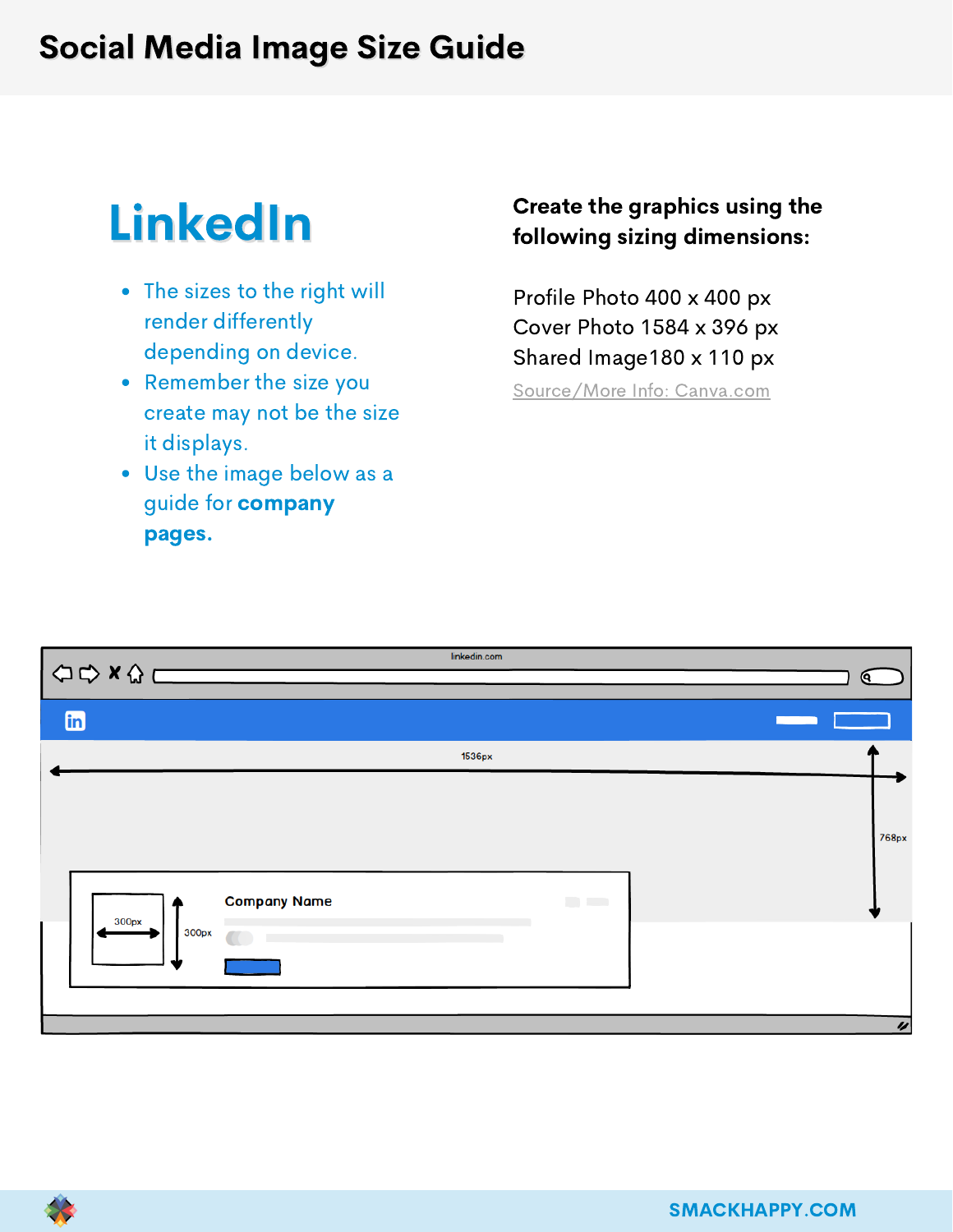# Social Media Image Size Guide

## LinkedIn

- The sizes to the right will render differently depending on device.
- Remember the size you create may not be the size it displays.
- Use the image below as a guide for **company pages.**

**Create the graphics using the following sizing dimensions:**

Profile Photo 400 x 400 px
Cover Photo 1584 x 396 px
Shared Image180 x 110 px
Source/More Info: Canva.com

linkedin.com

1536px

768px

300px

300px

Company Name

SMACKHAPPY.COM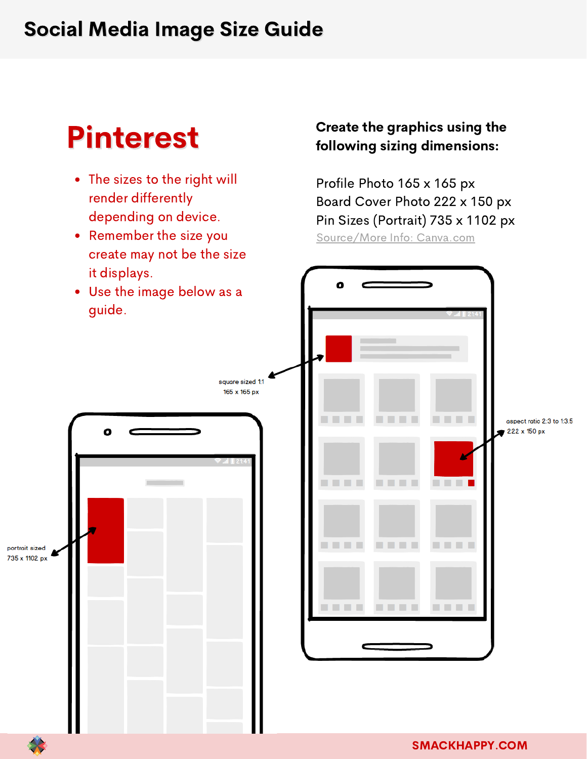# Social Media Image Size Guide

## Pinterest

- The sizes to the right will render differently depending on device.
- Remember the size you create may not be the size it displays.
- Use the image below as a guide.

**Create the graphics using the following sizing dimensions:**

Profile Photo 165 x 165 px
Board Cover Photo 222 x 150 px
Pin Sizes (Portrait) 735 x 1102 px
Source/More Info: Canva.com

square sized 1:1
165 x 165 px

aspect ratio 2:3 to 1:3.5
222 x 150 px

portrait sized
735 x 1102 px

SMACKHAPPY.COM